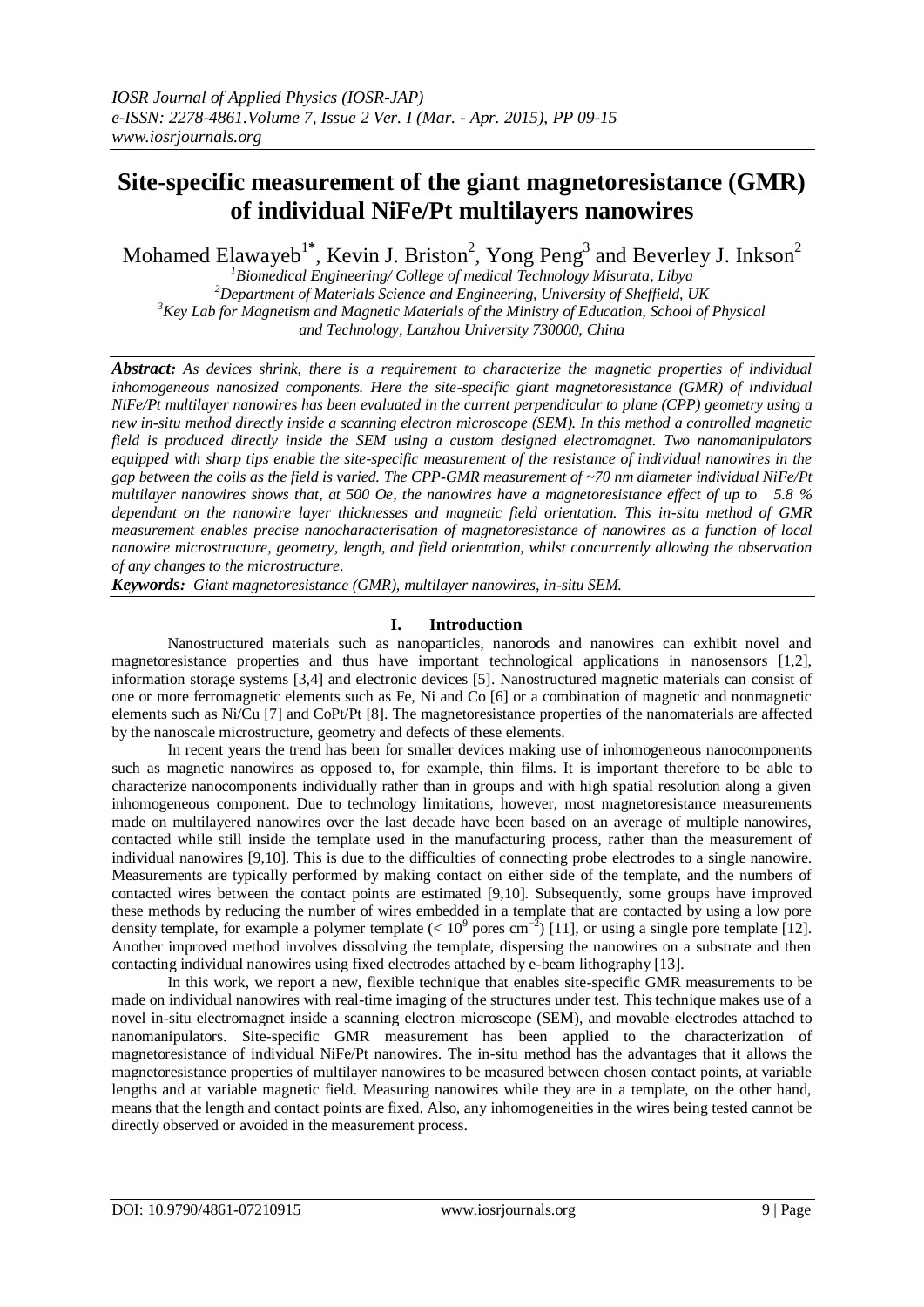# Site-specific measurement of the giant magnetoresistance (GMR) of individual NiFe/Pt multilayers nanowires

Mohamed Elawayeb[1*], Kevin J. Briston[2], Yong Peng[3] and Beverley J. Inkson[2]

[1]*Biomedical Engineering/ College of medical Technology Misurata, Libya*
[2]*Department of Materials Science and Engineering, University of Sheffield, UK*
[3]*Key Lab for Magnetism and Magnetic Materials of the Ministry of Education, School of Physical and Technology, Lanzhou University 730000, China*

***Abstract:*** *As devices shrink, there is a requirement to characterize the magnetic properties of individual inhomogeneous nanosized components. Here the site-specific giant magnetoresistance (GMR) of individual NiFe/Pt multilayer nanowires has been evaluated in the current perpendicular to plane (CPP) geometry using a new in-situ method directly inside a scanning electron microscope (SEM). In this method a controlled magnetic field is produced directly inside the SEM using a custom designed electromagnet. Two nanomanipulators equipped with sharp tips enable the site-specific measurement of the resistance of individual nanowires in the gap between the coils as the field is varied. The CPP-GMR measurement of ~70 nm diameter individual NiFe/Pt multilayer nanowires shows that, at 500 Oe, the nanowires have a magnetoresistance effect of up to 5.8 % dependant on the nanowire layer thicknesses and magnetic field orientation. This in-situ method of GMR measurement enables precise nanocharacterisation of magnetoresistance of nanowires as a function of local nanowire microstructure, geometry, length, and field orientation, whilst concurrently allowing the observation of any changes to the microstructure.*

***Keywords:*** *Giant magnetoresistance (GMR), multilayer nanowires, in-situ SEM.*

## I. Introduction

Nanostructured materials such as nanoparticles, nanorods and nanowires can exhibit novel and magnetoresistance properties and thus have important technological applications in nanosensors [1,2], information storage systems [3,4] and electronic devices [5]. Nanostructured magnetic materials can consist of one or more ferromagnetic elements such as Fe, Ni and Co [6] or a combination of magnetic and nonmagnetic elements such as Ni/Cu [7] and CoPt/Pt [8]. The magnetoresistance properties of the nanomaterials are affected by the nanoscale microstructure, geometry and defects of these elements.

In recent years the trend has been for smaller devices making use of inhomogeneous nanocomponents such as magnetic nanowires as opposed to, for example, thin films. It is important therefore to be able to characterize nanocomponents individually rather than in groups and with high spatial resolution along a given inhomogeneous component. Due to technology limitations, however, most magnetoresistance measurements made on multilayered nanowires over the last decade have been based on an average of multiple nanowires, contacted while still inside the template used in the manufacturing process, rather than the measurement of individual nanowires [9,10]. This is due to the difficulties of connecting probe electrodes to a single nanowire. Measurements are typically performed by making contact on either side of the template, and the numbers of contacted wires between the contact points are estimated [9,10]. Subsequently, some groups have improved these methods by reducing the number of wires embedded in a template that are contacted by using a low pore density template, for example a polymer template ($< 10^9$ pores cm$^{-2}$) [11], or using a single pore template [12]. Another improved method involves dissolving the template, dispersing the nanowires on a substrate and then contacting individual nanowires using fixed electrodes attached by e-beam lithography [13].

In this work, we report a new, flexible technique that enables site-specific GMR measurements to be made on individual nanowires with real-time imaging of the structures under test. This technique makes use of a novel in-situ electromagnet inside a scanning electron microscope (SEM), and movable electrodes attached to nanomanipulators. Site-specific GMR measurement has been applied to the characterization of magnetoresistance of individual NiFe/Pt nanowires. The in-situ method has the advantages that it allows the magnetoresistance properties of multilayer nanowires to be measured between chosen contact points, at variable lengths and at variable magnetic field. Measuring nanowires while they are in a template, on the other hand, means that the length and contact points are fixed. Also, any inhomogeneities in the wires being tested cannot be directly observed or avoided in the measurement process.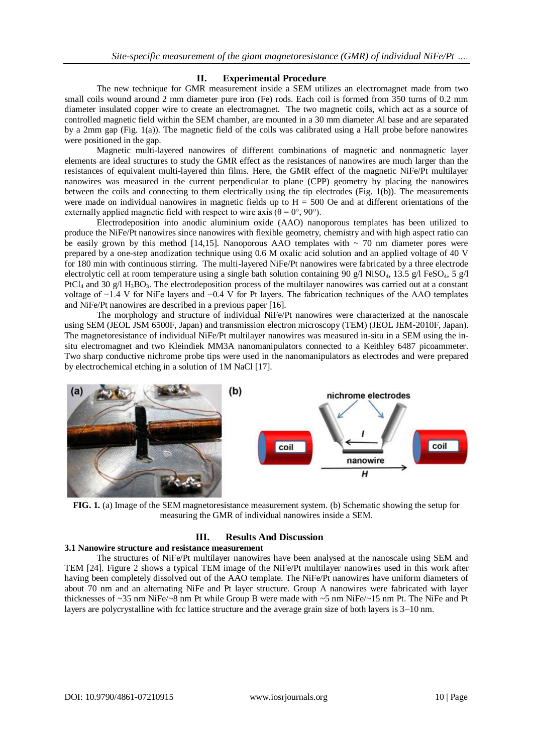## II. Experimental Procedure

The new technique for GMR measurement inside a SEM utilizes an electromagnet made from two small coils wound around 2 mm diameter pure iron (Fe) rods. Each coil is formed from 350 turns of 0.2 mm diameter insulated copper wire to create an electromagnet. The two magnetic coils, which act as a source of controlled magnetic field within the SEM chamber, are mounted in a 30 mm diameter Al base and are separated by a 2mm gap (Fig. 1(a)). The magnetic field of the coils was calibrated using a Hall probe before nanowires were positioned in the gap.

Magnetic multi-layered nanowires of different combinations of magnetic and nonmagnetic layer elements are ideal structures to study the GMR effect as the resistances of nanowires are much larger than the resistances of equivalent multi-layered thin films. Here, the GMR effect of the magnetic NiFe/Pt multilayer nanowires was measured in the current perpendicular to plane (CPP) geometry by placing the nanowires between the coils and connecting to them electrically using the tip electrodes (Fig. 1(b)). The measurements were made on individual nanowires in magnetic fields up to H = 500 Oe and at different orientations of the externally applied magnetic field with respect to wire axis ($\theta = 0°, 90°$).

Electrodeposition into anodic aluminium oxide (AAO) nanoporous templates has been utilized to produce the NiFe/Pt nanowires since nanowires with flexible geometry, chemistry and with high aspect ratio can be easily grown by this method [14,15]. Nanoporous AAO templates with ~ 70 nm diameter pores were prepared by a one-step anodization technique using 0.6 M oxalic acid solution and an applied voltage of 40 V for 180 min with continuous stirring. The multi-layered NiFe/Pt nanowires were fabricated by a three electrode electrolytic cell at room temperature using a single bath solution containing 90 g/l $NiSO_4$, 13.5 g/l $FeSO_4$, 5 g/l $PtCl_4$ and 30 g/l $H_3BO_3$. The electrodeposition process of the multilayer nanowires was carried out at a constant voltage of −1.4 V for NiFe layers and −0.4 V for Pt layers. The fabrication techniques of the AAO templates and NiFe/Pt nanowires are described in a previous paper [16].

The morphology and structure of individual NiFe/Pt nanowires were characterized at the nanoscale using SEM (JEOL JSM 6500F, Japan) and transmission electron microscopy (TEM) (JEOL JEM-2010F, Japan). The magnetoresistance of individual NiFe/Pt multilayer nanowires was measured in-situ in a SEM using the in-situ electromagnet and two Kleindiek MM3A nanomanipulators connected to a Keithley 6487 picoammeter. Two sharp conductive nichrome probe tips were used in the nanomanipulators as electrodes and were prepared by electrochemical etching in a solution of 1M NaCl [17].

**FIG. 1.** (a) Image of the SEM magnetoresistance measurement system. (b) Schematic showing the setup for measuring the GMR of individual nanowires inside a SEM.

## III. Results And Discussion

### 3.1 Nanowire structure and resistance measurement

The structures of NiFe/Pt multilayer nanowires have been analysed at the nanoscale using SEM and TEM [24]. Figure 2 shows a typical TEM image of the NiFe/Pt multilayer nanowires used in this work after having been completely dissolved out of the AAO template. The NiFe/Pt nanowires have uniform diameters of about 70 nm and an alternating NiFe and Pt layer structure. Group A nanowires were fabricated with layer thicknesses of ~35 nm NiFe/~8 nm Pt while Group B were made with ~5 nm NiFe/~15 nm Pt. The NiFe and Pt layers are polycrystalline with fcc lattice structure and the average grain size of both layers is 3–10 nm.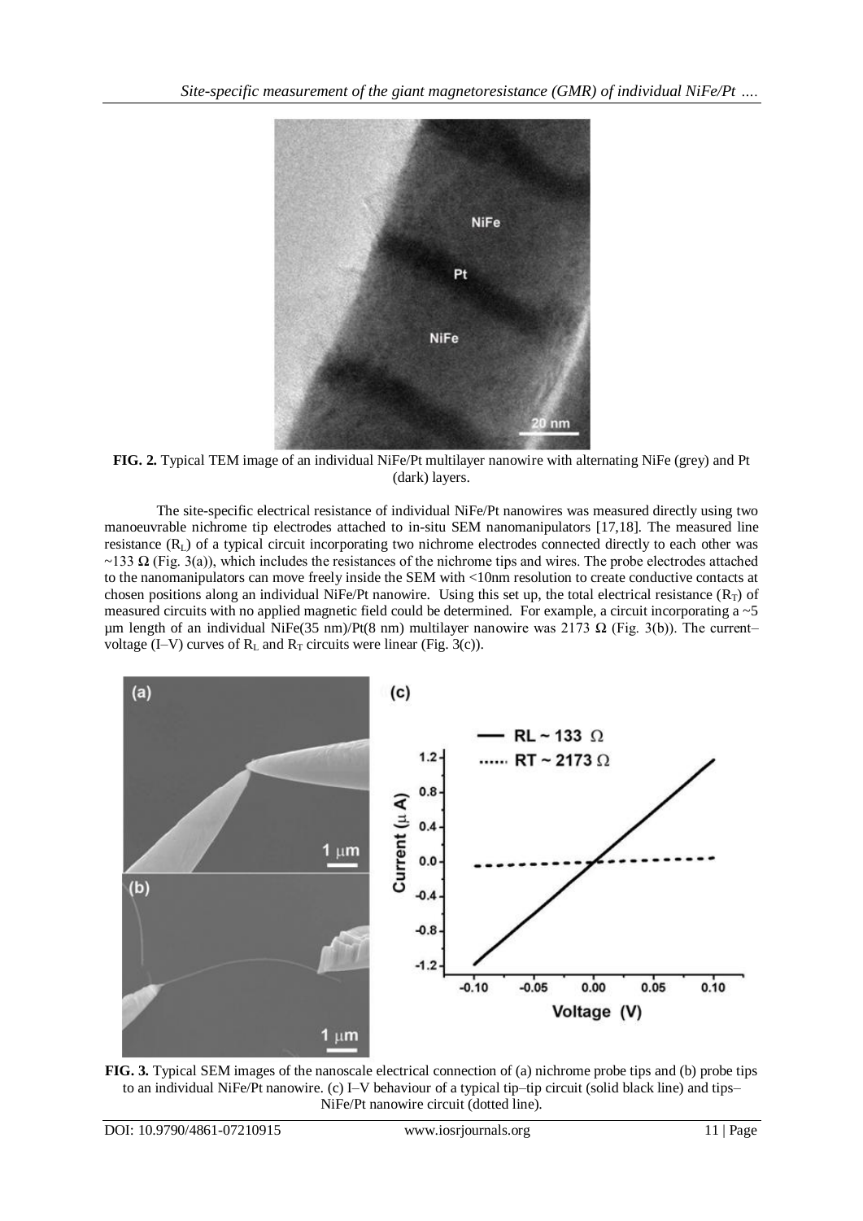**FIG. 2.** Typical TEM image of an individual NiFe/Pt multilayer nanowire with alternating NiFe (grey) and Pt (dark) layers.

The site-specific electrical resistance of individual NiFe/Pt nanowires was measured directly using two manoeuvrable nichrome tip electrodes attached to in-situ SEM nanomanipulators [17,18]. The measured line resistance ($R_L$) of a typical circuit incorporating two nichrome electrodes connected directly to each other was ~133 Ω (Fig. 3(a)), which includes the resistances of the nichrome tips and wires. The probe electrodes attached to the nanomanipulators can move freely inside the SEM with <10nm resolution to create conductive contacts at chosen positions along an individual NiFe/Pt nanowire. Using this set up, the total electrical resistance ($R_T$) of measured circuits with no applied magnetic field could be determined. For example, a circuit incorporating a ~5 µm length of an individual NiFe(35 nm)/Pt(8 nm) multilayer nanowire was 2173 Ω (Fig. 3(b)). The current–voltage (I–V) curves of $R_L$ and $R_T$ circuits were linear (Fig. 3(c)).

**FIG. 3.** Typical SEM images of the nanoscale electrical connection of (a) nichrome probe tips and (b) probe tips to an individual NiFe/Pt nanowire. (c) I–V behaviour of a typical tip–tip circuit (solid black line) and tips–NiFe/Pt nanowire circuit (dotted line).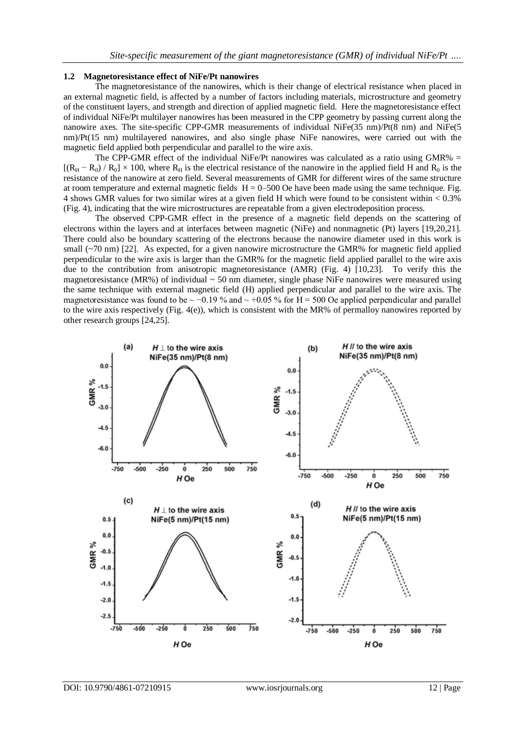### 1.2 Magnetoresistance effect of NiFe/Pt nanowires

The magnetoresistance of the nanowires, which is their change of electrical resistance when placed in an external magnetic field, is affected by a number of factors including materials, microstructure and geometry of the constituent layers, and strength and direction of applied magnetic field. Here the magnetoresistance effect of individual NiFe/Pt multilayer nanowires has been measured in the CPP geometry by passing current along the nanowire axes. The site-specific CPP-GMR measurements of individual NiFe(35 nm)/Pt(8 nm) and NiFe(5 nm)/Pt(15 nm) multilayered nanowires, and also single phase NiFe nanowires, were carried out with the magnetic field applied both perpendicular and parallel to the wire axis.

The CPP-GMR effect of the individual NiFe/Pt nanowires was calculated as a ratio using GMR% = $[(R_H - R_0) / R_0] \times 100$, where $R_H$ is the electrical resistance of the nanowire in the applied field H and $R_0$ is the resistance of the nanowire at zero field. Several measurements of GMR for different wires of the same structure at room temperature and external magnetic fields H = 0–500 Oe have been made using the same technique. Fig. 4 shows GMR values for two similar wires at a given field H which were found to be consistent within < 0.3% (Fig. 4), indicating that the wire microstructures are repeatable from a given electrodeposition process.

The observed CPP-GMR effect in the presence of a magnetic field depends on the scattering of electrons within the layers and at interfaces between magnetic (NiFe) and nonmagnetic (Pt) layers [19,20,21]. There could also be boundary scattering of the electrons because the nanowire diameter used in this work is small (~70 nm) [22]. As expected, for a given nanowire microstructure the GMR% for magnetic field applied perpendicular to the wire axis is larger than the GMR% for the magnetic field applied parallel to the wire axis due to the contribution from anisotropic magnetoresistance (AMR) (Fig. 4) [10,23]. To verify this the magnetoresistance (MR%) of individual ~ 50 nm diameter, single phase NiFe nanowires were measured using the same technique with external magnetic field (H) applied perpendicular and parallel to the wire axis. The magnetoresistance was found to be ~ −0.19 % and ~ +0.05 % for H = 500 Oe applied perpendicular and parallel to the wire axis respectively (Fig. 4(e)), which is consistent with the MR% of permalloy nanowires reported by other research groups [24,25].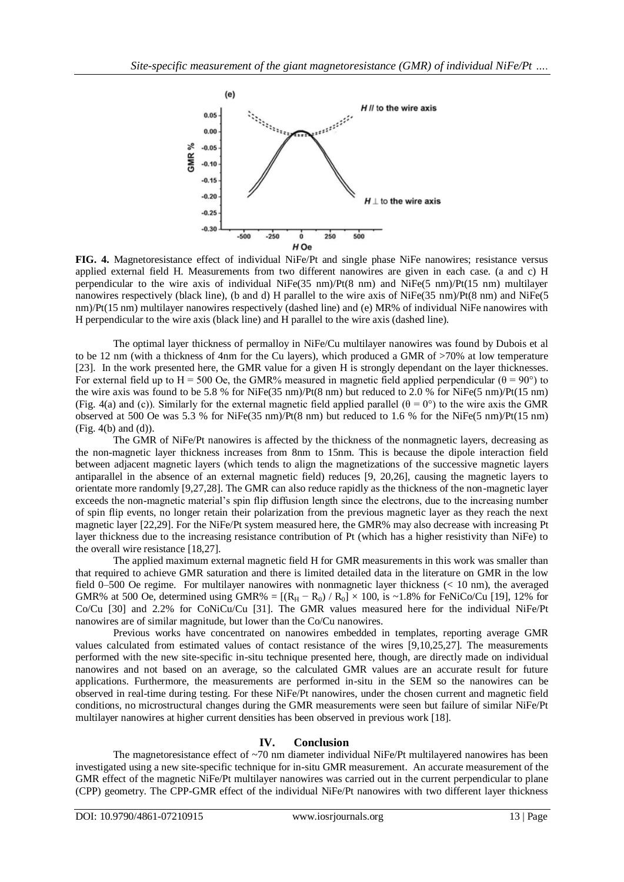**FIG. 4.** Magnetoresistance effect of individual NiFe/Pt and single phase NiFe nanowires; resistance versus applied external field H. Measurements from two different nanowires are given in each case. (a and c) H perpendicular to the wire axis of individual NiFe(35 nm)/Pt(8 nm) and NiFe(5 nm)/Pt(15 nm) multilayer nanowires respectively (black line), (b and d) H parallel to the wire axis of NiFe(35 nm)/Pt(8 nm) and NiFe(5 nm)/Pt(15 nm) multilayer nanowires respectively (dashed line) and (e) MR% of individual NiFe nanowires with H perpendicular to the wire axis (black line) and H parallel to the wire axis (dashed line).

The optimal layer thickness of permalloy in NiFe/Cu multilayer nanowires was found by Dubois et al to be 12 nm (with a thickness of 4nm for the Cu layers), which produced a GMR of >70% at low temperature [23]. In the work presented here, the GMR value for a given H is strongly dependant on the layer thicknesses. For external field up to H = 500 Oe, the GMR% measured in magnetic field applied perpendicular ($\theta = 90°$) to the wire axis was found to be 5.8 % for NiFe(35 nm)/Pt(8 nm) but reduced to 2.0 % for NiFe(5 nm)/Pt(15 nm) (Fig. 4(a) and (c)). Similarly for the external magnetic field applied parallel ($\theta = 0°$) to the wire axis the GMR observed at 500 Oe was 5.3 % for NiFe(35 nm)/Pt(8 nm) but reduced to 1.6 % for the NiFe(5 nm)/Pt(15 nm) (Fig. 4(b) and (d)).

The GMR of NiFe/Pt nanowires is affected by the thickness of the nonmagnetic layers, decreasing as the non-magnetic layer thickness increases from 8nm to 15nm. This is because the dipole interaction field between adjacent magnetic layers (which tends to align the magnetizations of the successive magnetic layers antiparallel in the absence of an external magnetic field) reduces [9, 20,26], causing the magnetic layers to orientate more randomly [9,27,28]. The GMR can also reduce rapidly as the thickness of the non-magnetic layer exceeds the non-magnetic material's spin flip diffusion length since the electrons, due to the increasing number of spin flip events, no longer retain their polarization from the previous magnetic layer as they reach the next magnetic layer [22,29]. For the NiFe/Pt system measured here, the GMR% may also decrease with increasing Pt layer thickness due to the increasing resistance contribution of Pt (which has a higher resistivity than NiFe) to the overall wire resistance [18,27].

The applied maximum external magnetic field H for GMR measurements in this work was smaller than that required to achieve GMR saturation and there is limited detailed data in the literature on GMR in the low field 0–500 Oe regime. For multilayer nanowires with nonmagnetic layer thickness (< 10 nm), the averaged GMR% at 500 Oe, determined using GMR% = $[(R_H - R_0) / R_0] \times 100$, is ~1.8% for FeNiCo/Cu [19], 12% for Co/Cu [30] and 2.2% for CoNiCu/Cu [31]. The GMR values measured here for the individual NiFe/Pt nanowires are of similar magnitude, but lower than the Co/Cu nanowires.

Previous works have concentrated on nanowires embedded in templates, reporting average GMR values calculated from estimated values of contact resistance of the wires [9,10,25,27]. The measurements performed with the new site-specific in-situ technique presented here, though, are directly made on individual nanowires and not based on an average, so the calculated GMR values are an accurate result for future applications. Furthermore, the measurements are performed in-situ in the SEM so the nanowires can be observed in real-time during testing. For these NiFe/Pt nanowires, under the chosen current and magnetic field conditions, no microstructural changes during the GMR measurements were seen but failure of similar NiFe/Pt multilayer nanowires at higher current densities has been observed in previous work [18].

## IV. Conclusion

The magnetoresistance effect of ~70 nm diameter individual NiFe/Pt multilayered nanowires has been investigated using a new site-specific technique for in-situ GMR measurement. An accurate measurement of the GMR effect of the magnetic NiFe/Pt multilayer nanowires was carried out in the current perpendicular to plane (CPP) geometry. The CPP-GMR effect of the individual NiFe/Pt nanowires with two different layer thickness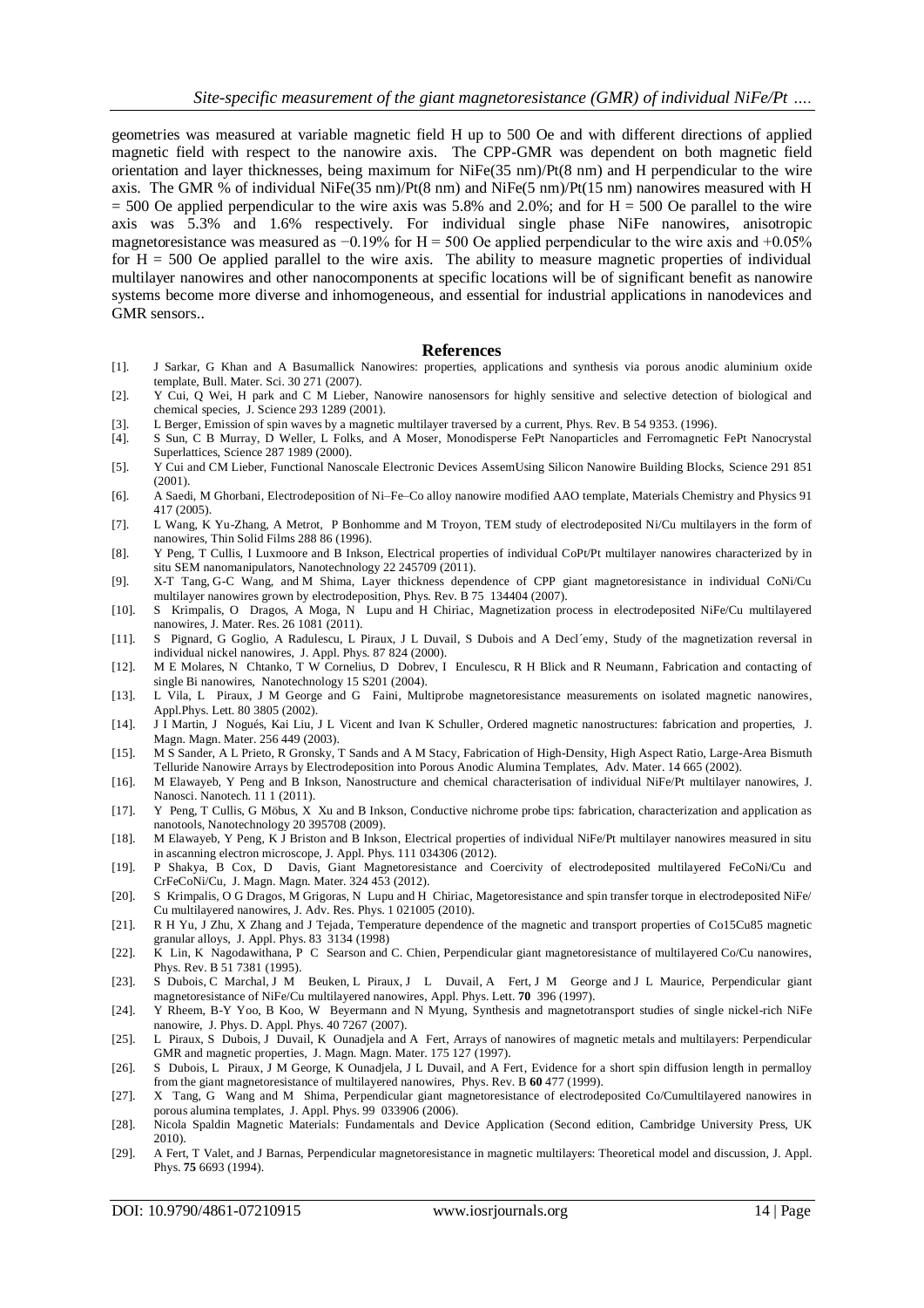geometries was measured at variable magnetic field H up to 500 Oe and with different directions of applied magnetic field with respect to the nanowire axis. The CPP-GMR was dependent on both magnetic field orientation and layer thicknesses, being maximum for NiFe(35 nm)/Pt(8 nm) and H perpendicular to the wire axis. The GMR % of individual NiFe(35 nm)/Pt(8 nm) and NiFe(5 nm)/Pt(15 nm) nanowires measured with H = 500 Oe applied perpendicular to the wire axis was 5.8% and 2.0%; and for H = 500 Oe parallel to the wire axis was 5.3% and 1.6% respectively. For individual single phase NiFe nanowires, anisotropic magnetoresistance was measured as −0.19% for H = 500 Oe applied perpendicular to the wire axis and +0.05% for H = 500 Oe applied parallel to the wire axis. The ability to measure magnetic properties of individual multilayer nanowires and other nanocomponents at specific locations will be of significant benefit as nanowire systems become more diverse and inhomogeneous, and essential for industrial applications in nanodevices and GMR sensors..

## References

[1]. J Sarkar, G Khan and A Basumallick Nanowires: properties, applications and synthesis via porous anodic aluminium oxide template, Bull. Mater. Sci. 30 271 (2007).

[2]. Y Cui, Q Wei, H park and C M Lieber, Nanowire nanosensors for highly sensitive and selective detection of biological and chemical species, J. Science 293 1289 (2001).

[3]. L Berger, Emission of spin waves by a magnetic multilayer traversed by a current, Phys. Rev. B 54 9353. (1996).

[4]. S Sun, C B Murray, D Weller, L Folks, and A Moser, Monodisperse FePt Nanoparticles and Ferromagnetic FePt Nanocrystal Superlattices, Science 287 1989 (2000).

[5]. Y Cui and CM Lieber, Functional Nanoscale Electronic Devices AssemUsing Silicon Nanowire Building Blocks, Science 291 851 (2001).

[6]. A Saedi, M Ghorbani, Electrodeposition of Ni–Fe–Co alloy nanowire modified AAO template, Materials Chemistry and Physics 91 417 (2005).

[7]. L Wang, K Yu-Zhang, A Metrot, P Bonhomme and M Troyon, TEM study of electrodeposited Ni/Cu multilayers in the form of nanowires, Thin Solid Films 288 86 (1996).

[8]. Y Peng, T Cullis, I Luxmoore and B Inkson, Electrical properties of individual CoPt/Pt multilayer nanowires characterized by in situ SEM nanomanipulators, Nanotechnology 22 245709 (2011).

[9]. X-T Tang, G-C Wang, and M Shima, Layer thickness dependence of CPP giant magnetoresistance in individual CoNi/Cu multilayer nanowires grown by electrodeposition, Phys. Rev. B 75 134404 (2007).

[10]. S Krimpalis, O Dragos, A Moga, N Lupu and H Chiriac, Magnetization process in electrodeposited NiFe/Cu multilayered nanowires, J. Mater. Res. 26 1081 (2011).

[11]. S Pignard, G Goglio, A Radulescu, L Piraux, J L Duvail, S Dubois and A Decl´emy, Study of the magnetization reversal in individual nickel nanowires, J. Appl. Phys. 87 824 (2000).

[12]. M E Molares, N Chtanko, T W Cornelius, D Dobrev, I Enculescu, R H Blick and R Neumann, Fabrication and contacting of single Bi nanowires, Nanotechnology 15 S201 (2004).

[13]. L Vila, L Piraux, J M George and G Faini, Multiprobe magnetoresistance measurements on isolated magnetic nanowires, Appl.Phys. Lett. 80 3805 (2002).

[14]. J I Martin, J Nogués, Kai Liu, J L Vicent and Ivan K Schuller, Ordered magnetic nanostructures: fabrication and properties, J. Magn. Magn. Mater. 256 449 (2003).

[15]. M S Sander, A L Prieto, R Gronsky, T Sands and A M Stacy, Fabrication of High-Density, High Aspect Ratio, Large-Area Bismuth Telluride Nanowire Arrays by Electrodeposition into Porous Anodic Alumina Templates, Adv. Mater. 14 665 (2002).

[16]. M Elawayeb, Y Peng and B Inkson, Nanostructure and chemical characterisation of individual NiFe/Pt multilayer nanowires, J. Nanosci. Nanotech. 11 1 (2011).

[17]. Y Peng, T Cullis, G Möbus, X Xu and B Inkson, Conductive nichrome probe tips: fabrication, characterization and application as nanotools, Nanotechnology 20 395708 (2009).

[18]. M Elawayeb, Y Peng, K J Briston and B Inkson, Electrical properties of individual NiFe/Pt multilayer nanowires measured in situ in ascanning electron microscope, J. Appl. Phys. 111 034306 (2012).

[19]. P Shakya, B Cox, D Davis, Giant Magnetoresistance and Coercivity of electrodeposited multilayered FeCoNi/Cu and CrFeCoNi/Cu, J. Magn. Magn. Mater. 324 453 (2012).

[20]. S Krimpalis, O G Dragos, M Grigoras, N Lupu and H Chiriac, Magetoresistance and spin transfer torque in electrodeposited NiFe/ Cu multilayered nanowires, J. Adv. Res. Phys. 1 021005 (2010).

[21]. R H Yu, J Zhu, X Zhang and J Tejada, Temperature dependence of the magnetic and transport properties of Co15Cu85 magnetic granular alloys, J. Appl. Phys. 83 3134 (1998)

[22]. K Lin, K Nagodawithana, P C Searson and C. Chien, Perpendicular giant magnetoresistance of multilayered Co/Cu nanowires, Phys. Rev. B 51 7381 (1995).

[23]. S Dubois, C Marchal, J M Beuken, L Piraux, J L Duvail, A Fert, J M George and J L Maurice, Perpendicular giant magnetoresistance of NiFe/Cu multilayered nanowires, Appl. Phys. Lett. **70** 396 (1997).

[24]. Y Rheem, B-Y Yoo, B Koo, W Beyermann and N Myung, Synthesis and magnetotransport studies of single nickel-rich NiFe nanowire, J. Phys. D. Appl. Phys. 40 7267 (2007).

[25]. L Piraux, S Dubois, J Duvail, K Ounadjela and A Fert, Arrays of nanowires of magnetic metals and multilayers: Perpendicular GMR and magnetic properties, J. Magn. Magn. Mater. 175 127 (1997).

[26]. S Dubois, L Piraux, J M George, K Ounadjela, J L Duvail, and A Fert, Evidence for a short spin diffusion length in permalloy from the giant magnetoresistance of multilayered nanowires, Phys. Rev. B **60** 477 (1999).

[27]. X Tang, G Wang and M Shima, Perpendicular giant magnetoresistance of electrodeposited Co/Cumultilayered nanowires in porous alumina templates, J. Appl. Phys. 99 033906 (2006).

[28]. Nicola Spaldin Magnetic Materials: Fundamentals and Device Application (Second edition, Cambridge University Press, UK 2010).

[29]. A Fert, T Valet, and J Barnas, Perpendicular magnetoresistance in magnetic multilayers: Theoretical model and discussion, J. Appl. Phys. **75** 6693 (1994).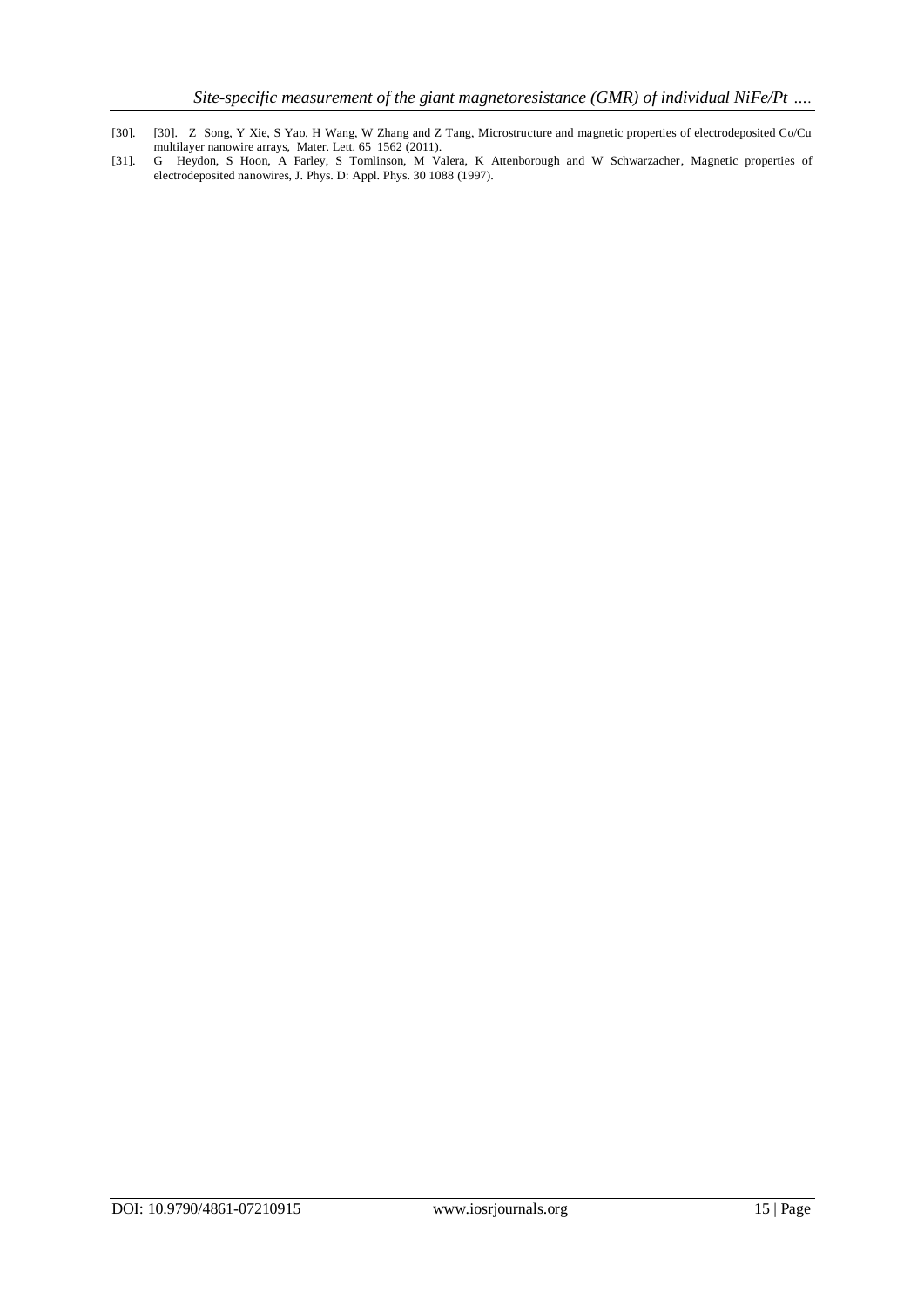[30]. [30]. Z Song, Y Xie, S Yao, H Wang, W Zhang and Z Tang, Microstructure and magnetic properties of electrodeposited Co/Cu multilayer nanowire arrays, Mater. Lett. 65 1562 (2011).

[31]. G Heydon, S Hoon, A Farley, S Tomlinson, M Valera, K Attenborough and W Schwarzacher, Magnetic properties of electrodeposited nanowires, J. Phys. D: Appl. Phys. 30 1088 (1997).